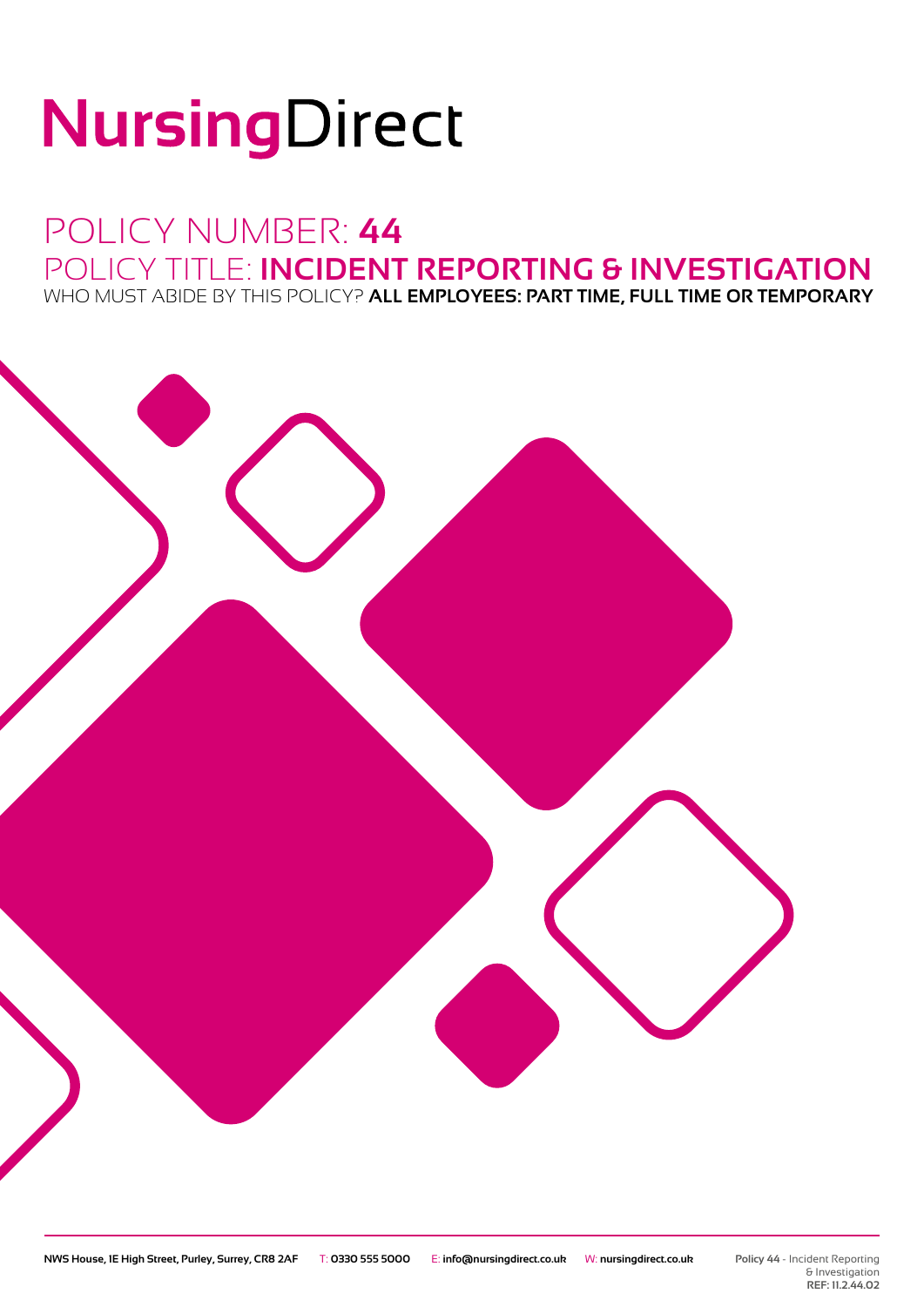# NursingDirect

## POLICY NUMBER: **44**

## POLICY TITLE: **INCIDENT REPORTING & INVESTIGATION**

WHO MUST ABIDE BY THIS POLICY? **ALL EMPLOYEES: PART TIME, FULL TIME OR TEMPORARY**

**NWS House, 1E High Street, Purley, Surrey, CR8 2AF** T: **0330 555 5000** E: **info@nursingdirect.co.uk** W: **nursingdirect.co.uk**

**Policy 44** - Incident Reporting & Investigation
**REF: 11.2.44.02**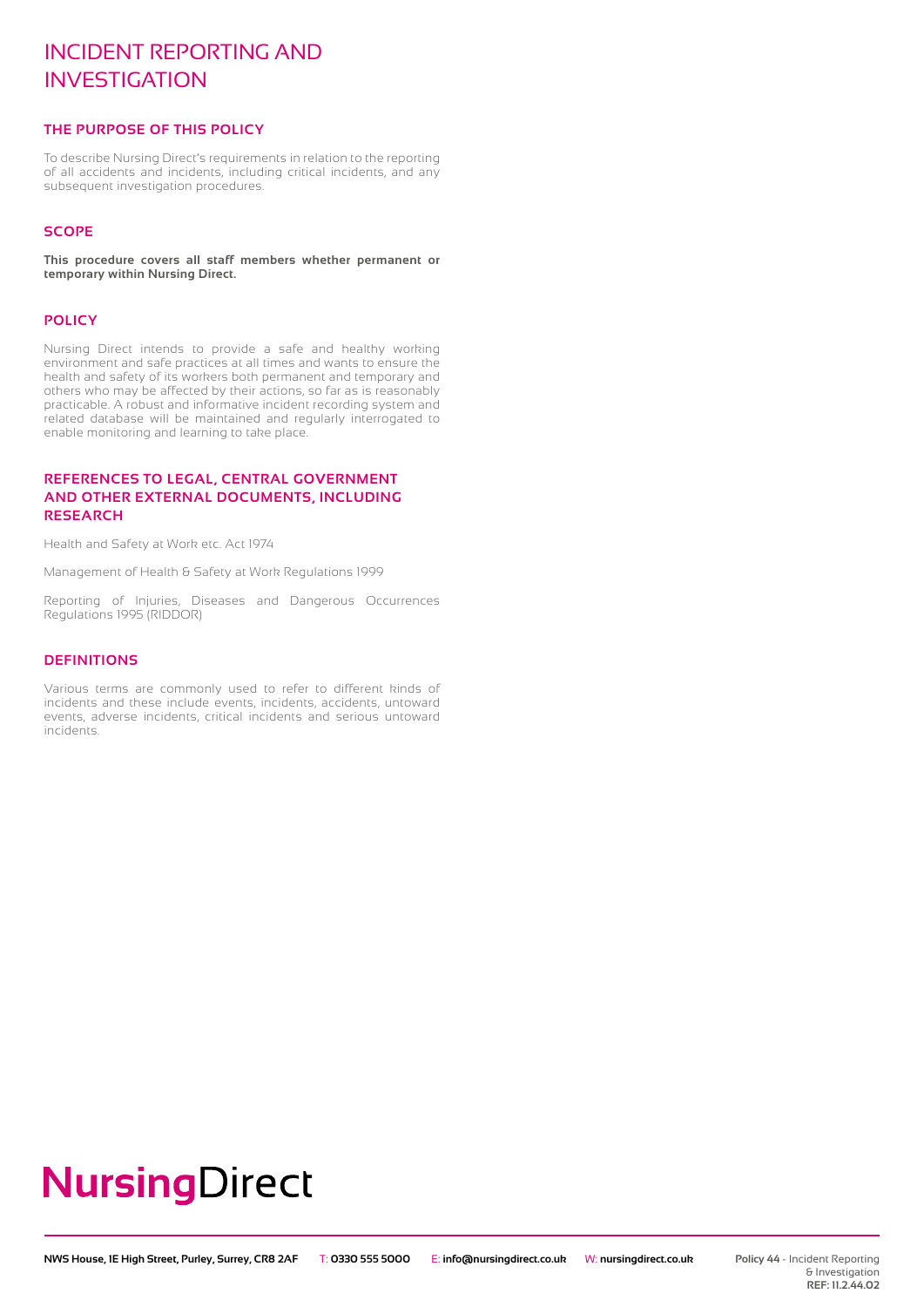# INCIDENT REPORTING AND INVESTIGATION

## THE PURPOSE OF THIS POLICY

To describe Nursing Direct's requirements in relation to the reporting of all accidents and incidents, including critical incidents, and any subsequent investigation procedures.

## SCOPE

**This procedure covers all staff members whether permanent or temporary within Nursing Direct.**

## POLICY

Nursing Direct intends to provide a safe and healthy working environment and safe practices at all times and wants to ensure the health and safety of its workers both permanent and temporary and others who may be affected by their actions, so far as is reasonably practicable. A robust and informative incident recording system and related database will be maintained and regularly interrogated to enable monitoring and learning to take place.

## REFERENCES TO LEGAL, CENTRAL GOVERNMENT AND OTHER EXTERNAL DOCUMENTS, INCLUDING RESEARCH

Health and Safety at Work etc. Act 1974

Management of Health & Safety at Work Regulations 1999

Reporting of Injuries, Diseases and Dangerous Occurrences Regulations 1995 (RIDDOR)

## DEFINITIONS

Various terms are commonly used to refer to different kinds of incidents and these include events, incidents, accidents, untoward events, adverse incidents, critical incidents and serious untoward incidents.